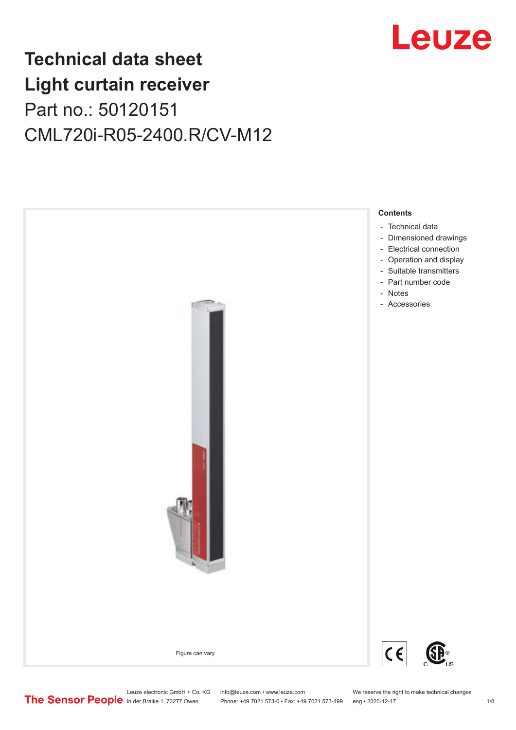# Technical data sheet
# Light curtain receiver

Part no.: 50120151

CML720i-R05-2400.R/CV-M12

Figure can vary

**Contents**

- Technical data
- Dimensioned drawings
- Electrical connection
- Operation and display
- Suitable transmitters
- Part number code
- Notes
- Accessories

Leuze electronic GmbH + Co. KG
In der Braike 1, 73277 Owen

info@leuze.com • www.leuze.com
Phone: +49 7021 573-0 • Fax: +49 7021 573-199

We reserve the right to make technical changes
eng • 2020-12-17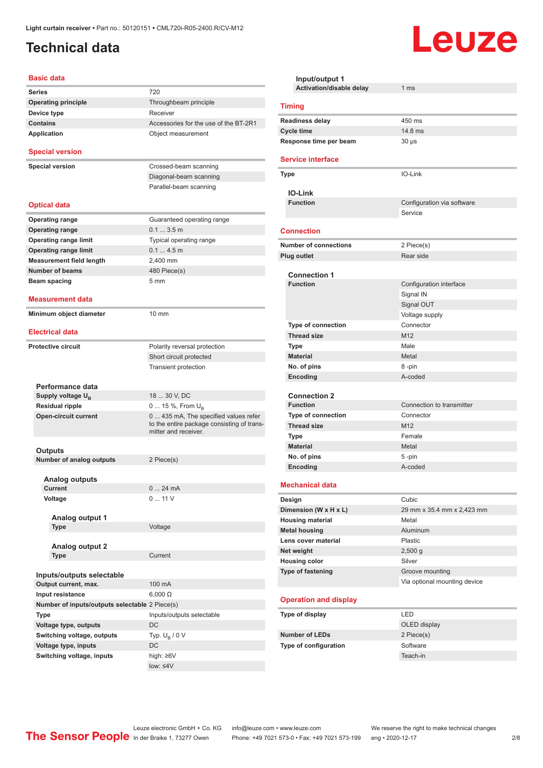# Technical data

## Basic data

| | |
|---|---|
| **Series** | 720 |
| **Operating principle** | Throughbeam principle |
| **Device type** | Receiver |
| **Contains** | Accessories for the use of the BT-2R1 |
| **Application** | Object measurement |

## Special version

| | |
|---|---|
| **Special version** | Crossed-beam scanning |
| | Diagonal-beam scanning |
| | Parallel-beam scanning |

## Optical data

| | |
|---|---|
| **Operating range** | Guaranteed operating range |
| **Operating range** | 0.1 ... 3.5 m |
| **Operating range limit** | Typical operating range |
| **Operating range limit** | 0.1 ... 4.5 m |
| **Measurement field length** | 2,400 mm |
| **Number of beams** | 480 Piece(s) |
| **Beam spacing** | 5 mm |

## Measurement data

| | |
|---|---|
| **Minimum object diameter** | 10 mm |

## Electrical data

| | |
|---|---|
| **Protective circuit** | Polarity reversal protection |
| | Short circuit protected |
| | Transient protection |

### Performance data

| | |
|---|---|
| **Supply voltage $U_B$** | 18 ... 30 V, DC |
| **Residual ripple** | 0 ... 15 %, From $U_B$ |
| **Open-circuit current** | 0 ... 435 mA, The specified values refer to the entire package consisting of transmitter and receiver. |

### Outputs

| | |
|---|---|
| **Number of analog outputs** | 2 Piece(s) |

#### Analog outputs

| | |
|---|---|
| **Current** | 0 ... 24 mA |
| **Voltage** | 0 ... 11 V |

##### Analog output 1

| | |
|---|---|
| **Type** | Voltage |

##### Analog output 2

| | |
|---|---|
| **Type** | Current |

### Inputs/outputs selectable

| | |
|---|---|
| **Output current, max.** | 100 mA |
| **Input resistance** | 6,000 Ω |
| **Number of inputs/outputs selectable** | 2 Piece(s) |
| **Type** | Inputs/outputs selectable |
| **Voltage type, outputs** | DC |
| **Switching voltage, outputs** | Typ. $U_B$ / 0 V |
| **Voltage type, inputs** | DC |
| **Switching voltage, inputs** | high: ≥6V |
| | low: ≤4V |

#### Input/output 1

| | |
|---|---|
| **Activation/disable delay** | 1 ms |

## Timing

| | |
|---|---|
| **Readiness delay** | 450 ms |
| **Cycle time** | 14.8 ms |
| **Response time per beam** | 30 µs |

## Service interface

| | |
|---|---|
| **Type** | IO-Link |

### IO-Link

| | |
|---|---|
| **Function** | Configuration via software |
| | Service |

## Connection

| | |
|---|---|
| **Number of connections** | 2 Piece(s) |
| **Plug outlet** | Rear side |

### Connection 1

| | |
|---|---|
| **Function** | Configuration interface |
| | Signal IN |
| | Signal OUT |
| | Voltage supply |
| **Type of connection** | Connector |
| **Thread size** | M12 |
| **Type** | Male |
| **Material** | Metal |
| **No. of pins** | 8 -pin |
| **Encoding** | A-coded |

### Connection 2

| | |
|---|---|
| **Function** | Connection to transmitter |
| **Type of connection** | Connector |
| **Thread size** | M12 |
| **Type** | Female |
| **Material** | Metal |
| **No. of pins** | 5 -pin |
| **Encoding** | A-coded |

## Mechanical data

| | |
|---|---|
| **Design** | Cubic |
| **Dimension (W x H x L)** | 29 mm x 35.4 mm x 2,423 mm |
| **Housing material** | Metal |
| **Metal housing** | Aluminum |
| **Lens cover material** | Plastic |
| **Net weight** | 2,500 g |
| **Housing color** | Silver |
| **Type of fastening** | Groove mounting |
| | Via optional mounting device |

## Operation and display

| | |
|---|---|
| **Type of display** | LED |
| | OLED display |
| **Number of LEDs** | 2 Piece(s) |
| **Type of configuration** | Software |
| | Teach-in |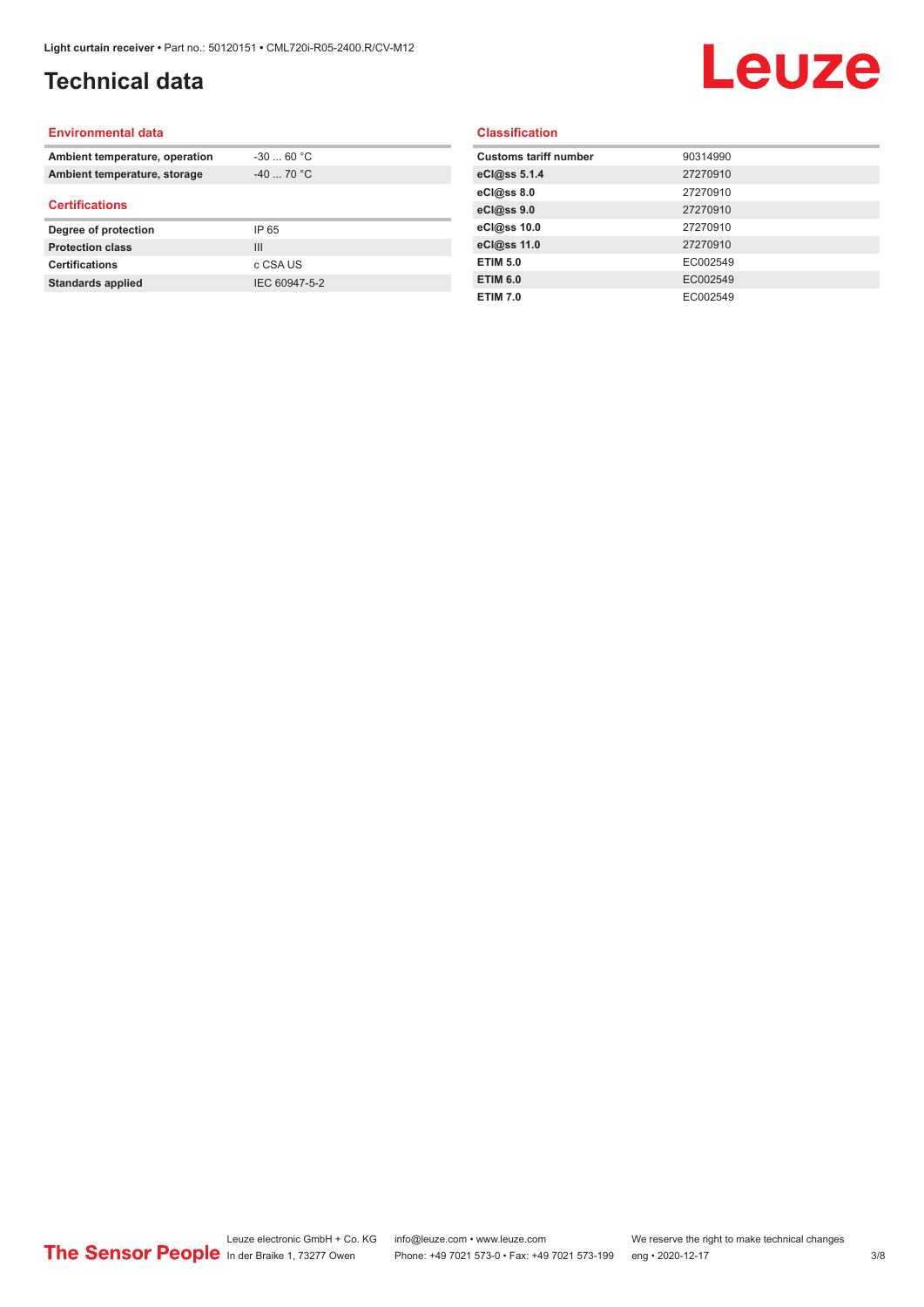# Technical data

## Environmental data

| | |
|---|---|
| **Ambient temperature, operation** | -30 ... 60 °C |
| **Ambient temperature, storage** | -40 ... 70 °C |

## Certifications

| | |
|---|---|
| **Degree of protection** | IP 65 |
| **Protection class** | III |
| **Certifications** | c CSA US |
| **Standards applied** | IEC 60947-5-2 |

## Classification

| | |
|---|---|
| **Customs tariff number** | 90314990 |
| **eCl@ss 5.1.4** | 27270910 |
| **eCl@ss 8.0** | 27270910 |
| **eCl@ss 9.0** | 27270910 |
| **eCl@ss 10.0** | 27270910 |
| **eCl@ss 11.0** | 27270910 |
| **ETIM 5.0** | EC002549 |
| **ETIM 6.0** | EC002549 |
| **ETIM 7.0** | EC002549 |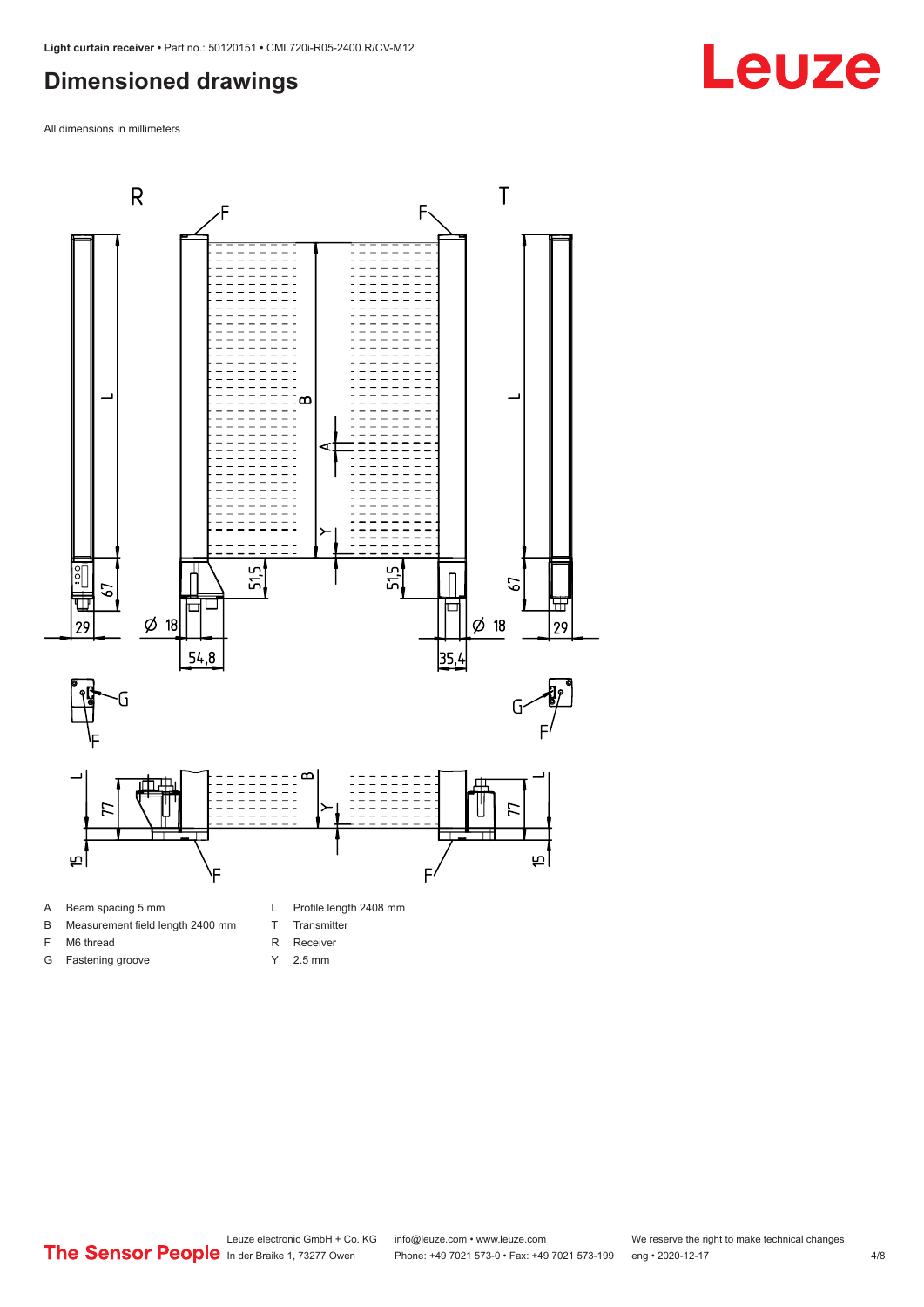## Dimensioned drawings

All dimensions in millimeters

R

T

F

F

L

L

B

A

Y

67

51,5

51,5

67

29

Ø 18

Ø 18

29

54,8

35,4

G

F

G

F

L

B

L

77

Y

77

15

15

F

F

| | | | |
|---|---|---|---|
| A | Beam spacing 5 mm | L | Profile length 2408 mm |
| B | Measurement field length 2400 mm | T | Transmitter |
| F | M6 thread | R | Receiver |
| G | Fastening groove | Y | 2.5 mm |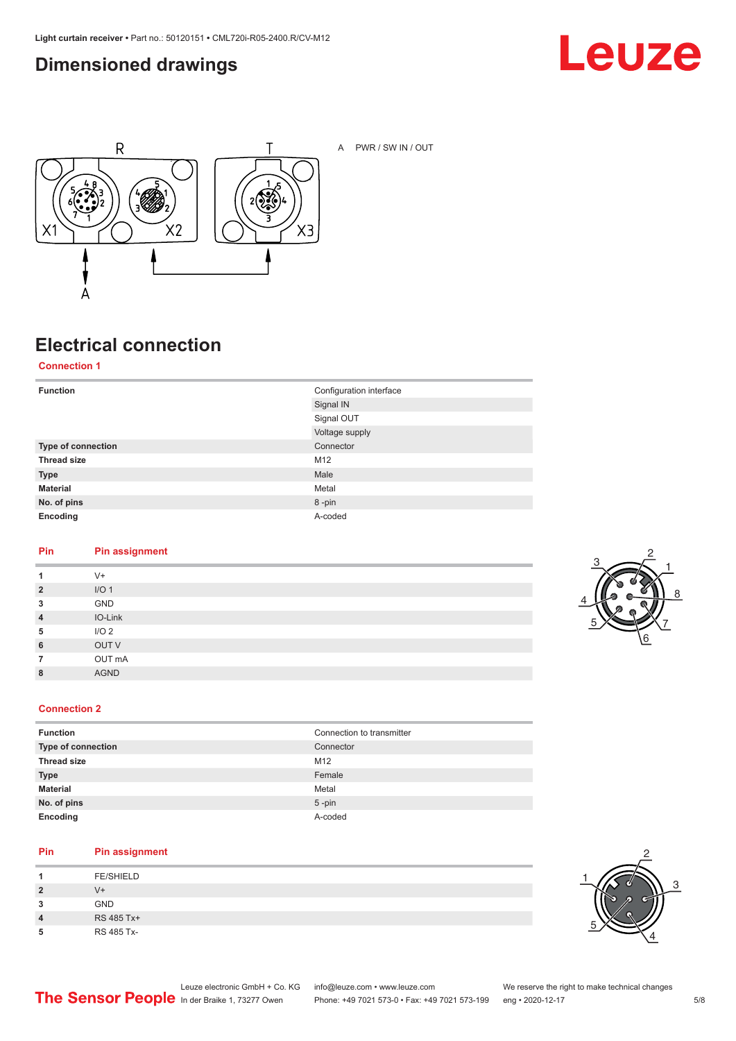## Dimensioned drawings

A PWR / SW IN / OUT

## Electrical connection

### Connection 1

| Function | Configuration interface |
|---|---|
| | Signal IN |
| | Signal OUT |
| | Voltage supply |
| **Type of connection** | Connector |
| **Thread size** | M12 |
| **Type** | Male |
| **Material** | Metal |
| **No. of pins** | 8 -pin |
| **Encoding** | A-coded |

| Pin | Pin assignment |
|---|---|
| 1 | V+ |
| 2 | I/O 1 |
| 3 | GND |
| 4 | IO-Link |
| 5 | I/O 2 |
| 6 | OUT V |
| 7 | OUT mA |
| 8 | AGND |

### Connection 2

| Function | Connection to transmitter |
|---|---|
| **Type of connection** | Connector |
| **Thread size** | M12 |
| **Type** | Female |
| **Material** | Metal |
| **No. of pins** | 5 -pin |
| **Encoding** | A-coded |

| Pin | Pin assignment |
|---|---|
| 1 | FE/SHIELD |
| 2 | V+ |
| 3 | GND |
| 4 | RS 485 Tx+ |
| 5 | RS 485 Tx- |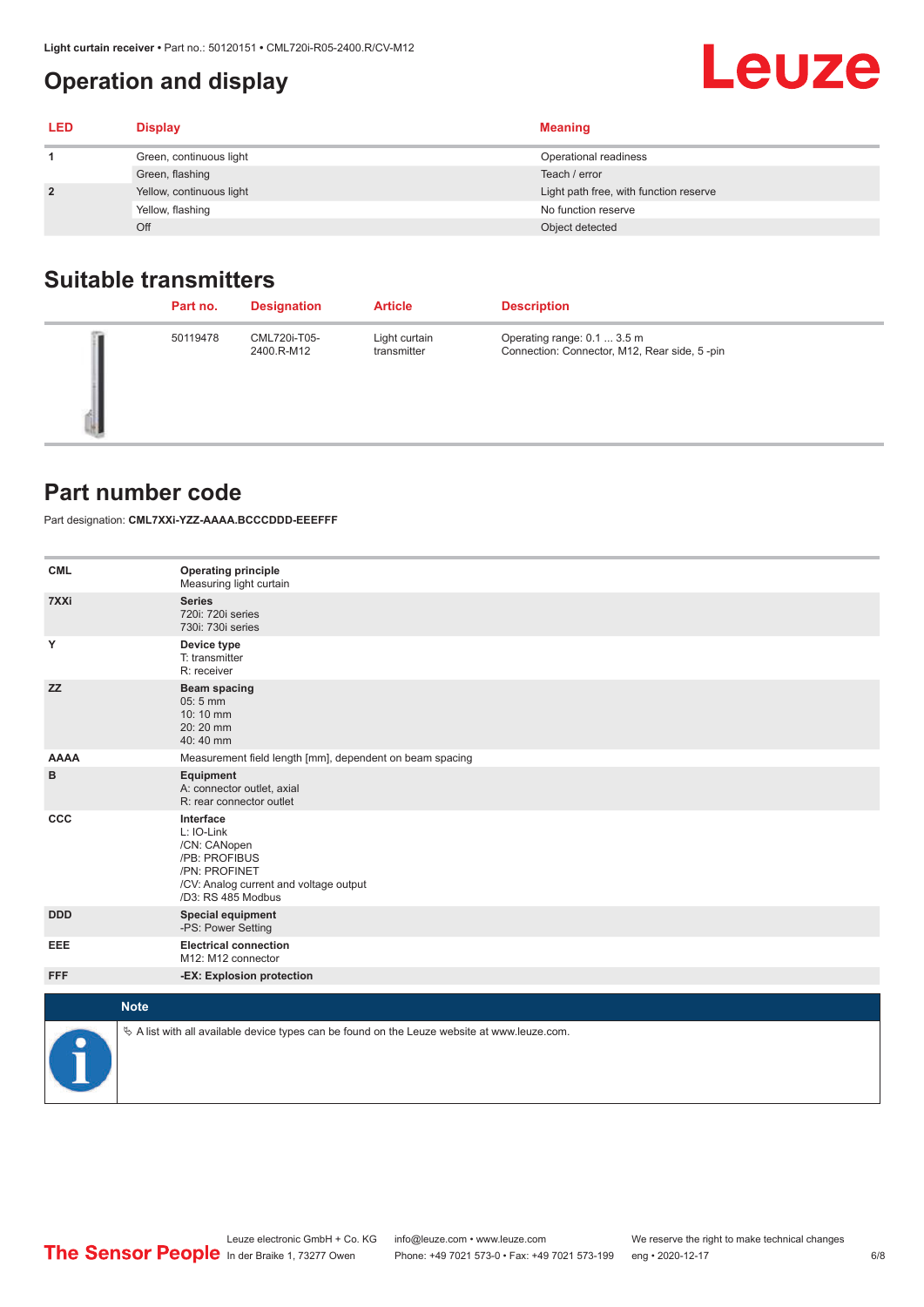# Operation and display

| LED | Display | Meaning |
|---|---|---|
| 1 | Green, continuous light | Operational readiness |
| | Green, flashing | Teach / error |
| 2 | Yellow, continuous light | Light path free, with function reserve |
| | Yellow, flashing | No function reserve |
| | Off | Object detected |

## Suitable transmitters

| | Part no. | Designation | Article | Description |
|---|---|---|---|---|
| | 50119478 | CML720i-T05-2400.R-M12 | Light curtain transmitter | Operating range: 0.1 ... 3.5 m<br>Connection: Connector, M12, Rear side, 5 -pin |

## Part number code

Part designation: **CML7XXi-YZZ-AAAA.BCCCDDD-EEEFFF**

| | |
|---|---|
| **CML** | **Operating principle**<br>Measuring light curtain |
| **7XXi** | **Series**<br>720i: 720i series<br>730i: 730i series |
| **Y** | **Device type**<br>T: transmitter<br>R: receiver |
| **ZZ** | **Beam spacing**<br>05: 5 mm<br>10: 10 mm<br>20: 20 mm<br>40: 40 mm |
| **AAAA** | Measurement field length [mm], dependent on beam spacing |
| **B** | **Equipment**<br>A: connector outlet, axial<br>R: rear connector outlet |
| **CCC** | **Interface**<br>L: IO-Link<br>/CN: CANopen<br>/PB: PROFIBUS<br>/PN: PROFINET<br>/CV: Analog current and voltage output<br>/D3: RS 485 Modbus |
| **DDD** | **Special equipment**<br>-PS: Power Setting |
| **EEE** | **Electrical connection**<br>M12: M12 connector |
| **FFF** | **-EX: Explosion protection** |

**Note**

A list with all available device types can be found on the Leuze website at www.leuze.com.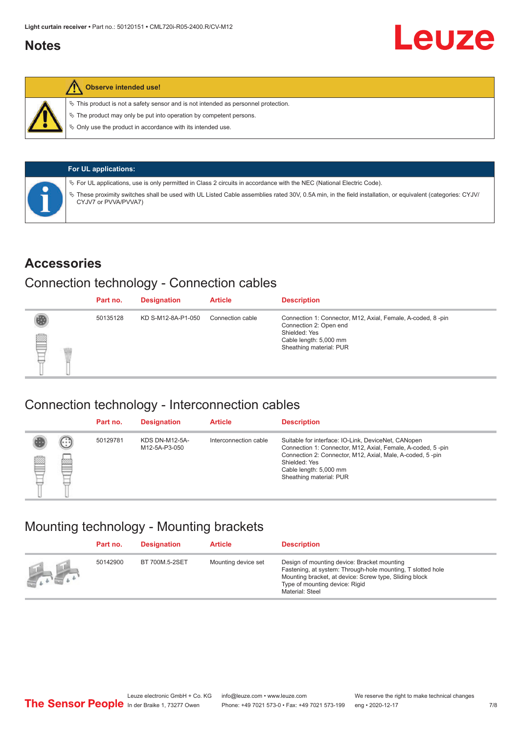# Notes

**Observe intended use!**

- This product is not a safety sensor and is not intended as personnel protection.
- The product may only be put into operation by competent persons.
- Only use the product in accordance with its intended use.

**For UL applications:**

- For UL applications, use is only permitted in Class 2 circuits in accordance with the NEC (National Electric Code).
- These proximity switches shall be used with UL Listed Cable assemblies rated 30V, 0.5A min, in the field installation, or equivalent (categories: CYJV/CYJV7 or PVVA/PVVA7)

# Accessories

## Connection technology - Connection cables

| Part no. | Designation | Article | Description |
|---|---|---|---|
| 50135128 | KD S-M12-8A-P1-050 | Connection cable | Connection 1: Connector, M12, Axial, Female, A-coded, 8 -pin<br>Connection 2: Open end<br>Shielded: Yes<br>Cable length: 5,000 mm<br>Sheathing material: PUR |

## Connection technology - Interconnection cables

| Part no. | Designation | Article | Description |
|---|---|---|---|
| 50129781 | KDS DN-M12-5A-M12-5A-P3-050 | Interconnection cable | Suitable for interface: IO-Link, DeviceNet, CANopen<br>Connection 1: Connector, M12, Axial, Female, A-coded, 5 -pin<br>Connection 2: Connector, M12, Axial, Male, A-coded, 5 -pin<br>Shielded: Yes<br>Cable length: 5,000 mm<br>Sheathing material: PUR |

## Mounting technology - Mounting brackets

| Part no. | Designation | Article | Description |
|---|---|---|---|
| 50142900 | BT 700M.5-2SET | Mounting device set | Design of mounting device: Bracket mounting<br>Fastening, at system: Through-hole mounting, T slotted hole<br>Mounting bracket, at device: Screw type, Sliding block<br>Type of mounting device: Rigid<br>Material: Steel |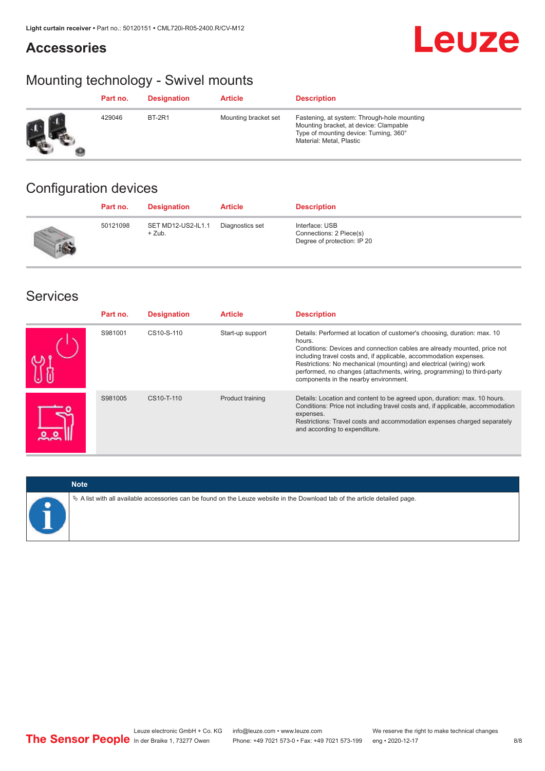## Accessories

### Mounting technology - Swivel mounts

| | Part no. | Designation | Article | Description |
|---|---|---|---|---|
| | 429046 | BT-2R1 | Mounting bracket set | Fastening, at system: Through-hole mounting<br>Mounting bracket, at device: Clampable<br>Type of mounting device: Turning, 360°<br>Material: Metal, Plastic |

### Configuration devices

| | Part no. | Designation | Article | Description |
|---|---|---|---|---|
| | 50121098 | SET MD12-US2-IL1.1 + Zub. | Diagnostics set | Interface: USB<br>Connections: 2 Piece(s)<br>Degree of protection: IP 20 |

### Services

| | Part no. | Designation | Article | Description |
|---|---|---|---|---|
| | S981001 | CS10-S-110 | Start-up support | Details: Performed at location of customer's choosing, duration: max. 10 hours.<br>Conditions: Devices and connection cables are already mounted, price not including travel costs and, if applicable, accommodation expenses.<br>Restrictions: No mechanical (mounting) and electrical (wiring) work performed, no changes (attachments, wiring, programming) to third-party components in the nearby environment. |
| | S981005 | CS10-T-110 | Product training | Details: Location and content to be agreed upon, duration: max. 10 hours.<br>Conditions: Price not including travel costs and, if applicable, accommodation expenses.<br>Restrictions: Travel costs and accommodation expenses charged separately and according to expenditure. |

**Note**

A list with all available accessories can be found on the Leuze website in the Download tab of the article detailed page.